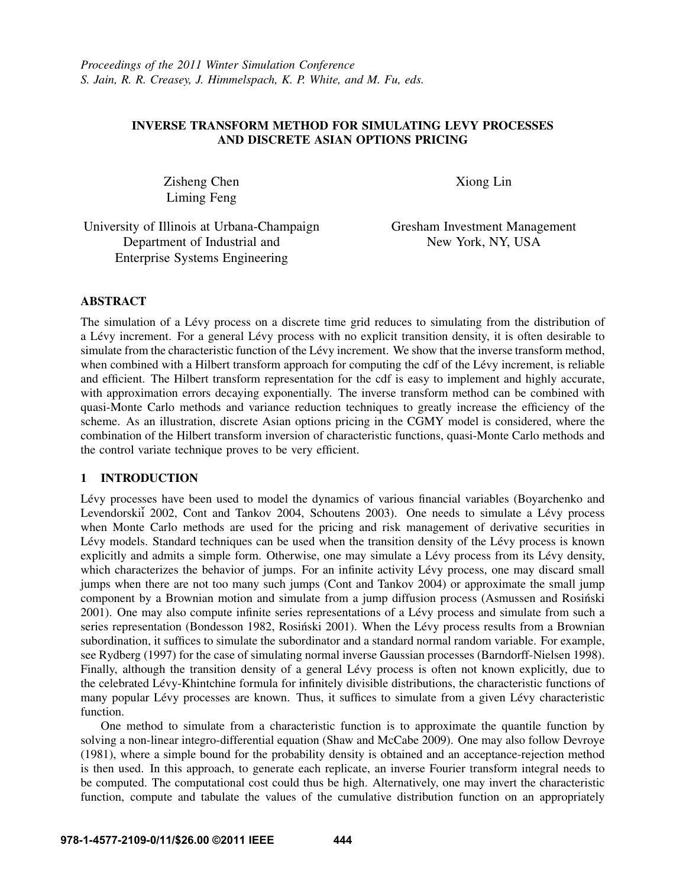*Proceedings of the 2011 Winter Simulation Conference*
*S. Jain, R. R. Creasey, J. Himmelspach, K. P. White, and M. Fu, eds.*

# INVERSE TRANSFORM METHOD FOR SIMULATING LEVY PROCESSES AND DISCRETE ASIAN OPTIONS PRICING

Zisheng Chen
Liming Feng

University of Illinois at Urbana-Champaign
Department of Industrial and
Enterprise Systems Engineering

Xiong Lin

Gresham Investment Management
New York, NY, USA

## ABSTRACT

The simulation of a Lévy process on a discrete time grid reduces to simulating from the distribution of a Lévy increment. For a general Lévy process with no explicit transition density, it is often desirable to simulate from the characteristic function of the Lévy increment. We show that the inverse transform method, when combined with a Hilbert transform approach for computing the cdf of the Lévy increment, is reliable and efficient. The Hilbert transform representation for the cdf is easy to implement and highly accurate, with approximation errors decaying exponentially. The inverse transform method can be combined with quasi-Monte Carlo methods and variance reduction techniques to greatly increase the efficiency of the scheme. As an illustration, discrete Asian options pricing in the CGMY model is considered, where the combination of the Hilbert transform inversion of characteristic functions, quasi-Monte Carlo methods and the control variate technique proves to be very efficient.

## 1 INTRODUCTION

Lévy processes have been used to model the dynamics of various financial variables (Boyarchenko and Levendorskiǐ 2002, Cont and Tankov 2004, Schoutens 2003). One needs to simulate a Lévy process when Monte Carlo methods are used for the pricing and risk management of derivative securities in Lévy models. Standard techniques can be used when the transition density of the Lévy process is known explicitly and admits a simple form. Otherwise, one may simulate a Lévy process from its Lévy density, which characterizes the behavior of jumps. For an infinite activity Lévy process, one may discard small jumps when there are not too many such jumps (Cont and Tankov 2004) or approximate the small jump component by a Brownian motion and simulate from a jump diffusion process (Asmussen and Rosiński 2001). One may also compute infinite series representations of a Lévy process and simulate from such a series representation (Bondesson 1982, Rosiński 2001). When the Lévy process results from a Brownian subordination, it suffices to simulate the subordinator and a standard normal random variable. For example, see Rydberg (1997) for the case of simulating normal inverse Gaussian processes (Barndorff-Nielsen 1998). Finally, although the transition density of a general Lévy process is often not known explicitly, due to the celebrated Lévy-Khintchine formula for infinitely divisible distributions, the characteristic functions of many popular Lévy processes are known. Thus, it suffices to simulate from a given Lévy characteristic function.

One method to simulate from a characteristic function is to approximate the quantile function by solving a non-linear integro-differential equation (Shaw and McCabe 2009). One may also follow Devroye (1981), where a simple bound for the probability density is obtained and an acceptance-rejection method is then used. In this approach, to generate each replicate, an inverse Fourier transform integral needs to be computed. The computational cost could thus be high. Alternatively, one may invert the characteristic function, compute and tabulate the values of the cumulative distribution function on an appropriately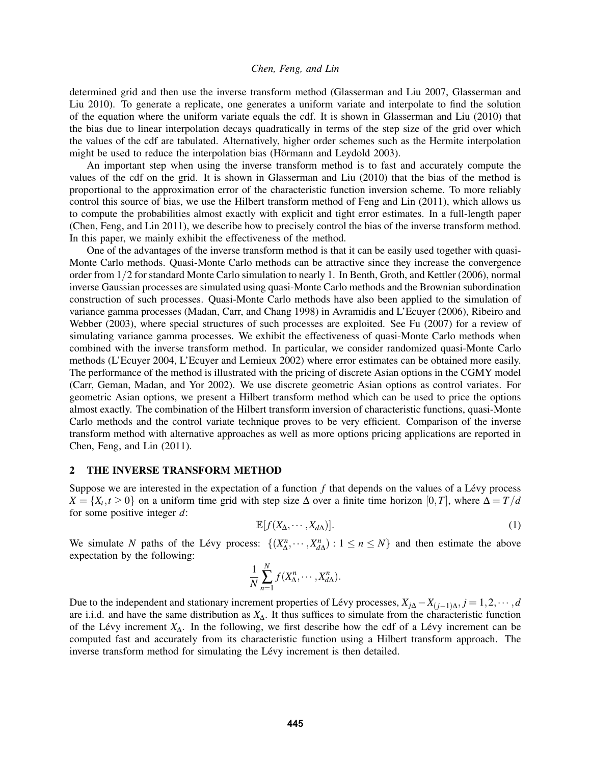determined grid and then use the inverse transform method (Glasserman and Liu 2007, Glasserman and Liu 2010). To generate a replicate, one generates a uniform variate and interpolate to find the solution of the equation where the uniform variate equals the cdf. It is shown in Glasserman and Liu (2010) that the bias due to linear interpolation decays quadratically in terms of the step size of the grid over which the values of the cdf are tabulated. Alternatively, higher order schemes such as the Hermite interpolation might be used to reduce the interpolation bias (Hörmann and Leydold 2003).

An important step when using the inverse transform method is to fast and accurately compute the values of the cdf on the grid. It is shown in Glasserman and Liu (2010) that the bias of the method is proportional to the approximation error of the characteristic function inversion scheme. To more reliably control this source of bias, we use the Hilbert transform method of Feng and Lin (2011), which allows us to compute the probabilities almost exactly with explicit and tight error estimates. In a full-length paper (Chen, Feng, and Lin 2011), we describe how to precisely control the bias of the inverse transform method. In this paper, we mainly exhibit the effectiveness of the method.

One of the advantages of the inverse transform method is that it can be easily used together with quasi-Monte Carlo methods. Quasi-Monte Carlo methods can be attractive since they increase the convergence order from $1/2$ for standard Monte Carlo simulation to nearly 1. In Benth, Groth, and Kettler (2006), normal inverse Gaussian processes are simulated using quasi-Monte Carlo methods and the Brownian subordination construction of such processes. Quasi-Monte Carlo methods have also been applied to the simulation of variance gamma processes (Madan, Carr, and Chang 1998) in Avramidis and L'Ecuyer (2006), Ribeiro and Webber (2003), where special structures of such processes are exploited. See Fu (2007) for a review of simulating variance gamma processes. We exhibit the effectiveness of quasi-Monte Carlo methods when combined with the inverse transform method. In particular, we consider randomized quasi-Monte Carlo methods (L'Ecuyer 2004, L'Ecuyer and Lemieux 2002) where error estimates can be obtained more easily. The performance of the method is illustrated with the pricing of discrete Asian options in the CGMY model (Carr, Geman, Madan, and Yor 2002). We use discrete geometric Asian options as control variates. For geometric Asian options, we present a Hilbert transform method which can be used to price the options almost exactly. The combination of the Hilbert transform inversion of characteristic functions, quasi-Monte Carlo methods and the control variate technique proves to be very efficient. Comparison of the inverse transform method with alternative approaches as well as more options pricing applications are reported in Chen, Feng, and Lin (2011).

## 2 THE INVERSE TRANSFORM METHOD

Suppose we are interested in the expectation of a function $f$ that depends on the values of a Lévy process $X = \{X_t, t \geq 0\}$ on a uniform time grid with step size $\Delta$ over a finite time horizon $[0,T]$, where $\Delta = T/d$ for some positive integer $d$:

$$\mathbb{E}[f(X_\Delta, \cdots, X_{d\Delta})]. \tag{1}$$

We simulate $N$ paths of the Lévy process: $\{(X^n_\Delta, \cdots, X^n_{d\Delta}) : 1 \leq n \leq N\}$ and then estimate the above expectation by the following:

$$\frac{1}{N}\sum_{n=1}^{N} f(X^n_\Delta, \cdots, X^n_{d\Delta}).$$

Due to the independent and stationary increment properties of Lévy processes, $X_{j\Delta} - X_{(j-1)\Delta}, j = 1, 2, \cdots, d$ are i.i.d. and have the same distribution as $X_\Delta$. It thus suffices to simulate from the characteristic function of the Lévy increment $X_\Delta$. In the following, we first describe how the cdf of a Lévy increment can be computed fast and accurately from its characteristic function using a Hilbert transform approach. The inverse transform method for simulating the Lévy increment is then detailed.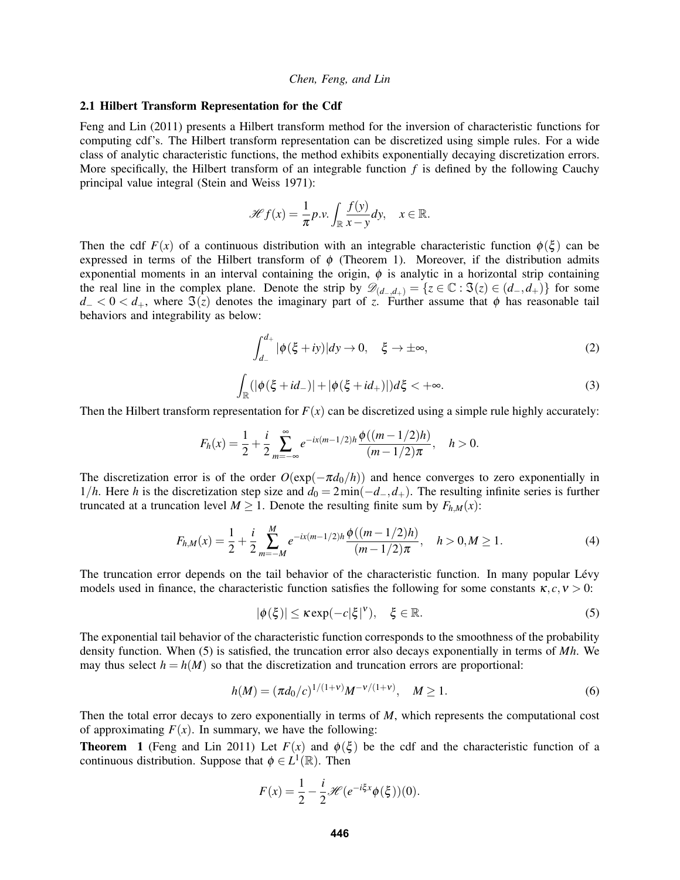### 2.1 Hilbert Transform Representation for the Cdf

Feng and Lin (2011) presents a Hilbert transform method for the inversion of characteristic functions for computing cdf's. The Hilbert transform representation can be discretized using simple rules. For a wide class of analytic characteristic functions, the method exhibits exponentially decaying discretization errors. More specifically, the Hilbert transform of an integrable function $f$ is defined by the following Cauchy principal value integral (Stein and Weiss 1971):

$$\mathscr{H} f(x) = \frac{1}{\pi} p.v. \int_{\mathbb{R}} \frac{f(y)}{x-y} dy, \quad x \in \mathbb{R}.$$

Then the cdf $F(x)$ of a continuous distribution with an integrable characteristic function $\phi(\xi)$ can be expressed in terms of the Hilbert transform of $\phi$ (Theorem 1). Moreover, if the distribution admits exponential moments in an interval containing the origin, $\phi$ is analytic in a horizontal strip containing the real line in the complex plane. Denote the strip by $\mathscr{D}_{(d_-,d_+)} = \{z \in \mathbb{C} : \Im(z) \in (d_-, d_+)\}$ for some $d_- < 0 < d_+$, where $\Im(z)$ denotes the imaginary part of $z$. Further assume that $\phi$ has reasonable tail behaviors and integrability as below:

$$\int_{d_-}^{d_+} |\phi(\xi + iy)| dy \to 0, \quad \xi \to \pm\infty, \tag{2}$$

$$\int_{\mathbb{R}} (|\phi(\xi + id_-)| + |\phi(\xi + id_+)|) d\xi < +\infty. \tag{3}$$

Then the Hilbert transform representation for $F(x)$ can be discretized using a simple rule highly accurately:

$$F_h(x) = \frac{1}{2} + \frac{i}{2} \sum_{m=-\infty}^{\infty} e^{-ix(m-1/2)h} \frac{\phi((m-1/2)h)}{(m-1/2)\pi}, \quad h > 0.$$

The discretization error is of the order $O(\exp(-\pi d_0/h))$ and hence converges to zero exponentially in $1/h$. Here $h$ is the discretization step size and $d_0 = 2\min(-d_-, d_+)$. The resulting infinite series is further truncated at a truncation level $M \geq 1$. Denote the resulting finite sum by $F_{h,M}(x)$:

$$F_{h,M}(x) = \frac{1}{2} + \frac{i}{2} \sum_{m=-M}^{M} e^{-ix(m-1/2)h} \frac{\phi((m-1/2)h)}{(m-1/2)\pi}, \quad h > 0, M \geq 1. \tag{4}$$

The truncation error depends on the tail behavior of the characteristic function. In many popular Lévy models used in finance, the characteristic function satisfies the following for some constants $\kappa, c, \nu > 0$:

$$|\phi(\xi)| \leq \kappa \exp(-c|\xi|^{\nu}), \quad \xi \in \mathbb{R}. \tag{5}$$

The exponential tail behavior of the characteristic function corresponds to the smoothness of the probability density function. When (5) is satisfied, the truncation error also decays exponentially in terms of $Mh$. We may thus select $h = h(M)$ so that the discretization and truncation errors are proportional:

$$h(M) = (\pi d_0/c)^{1/(1+\nu)} M^{-\nu/(1+\nu)}, \quad M \geq 1. \tag{6}$$

Then the total error decays to zero exponentially in terms of $M$, which represents the computational cost of approximating $F(x)$. In summary, we have the following:

**Theorem 1** (Feng and Lin 2011) Let $F(x)$ and $\phi(\xi)$ be the cdf and the characteristic function of a continuous distribution. Suppose that $\phi \in L^1(\mathbb{R})$. Then

$$F(x) = \frac{1}{2} - \frac{i}{2} \mathscr{H}(e^{-i\xi x} \phi(\xi))(0).$$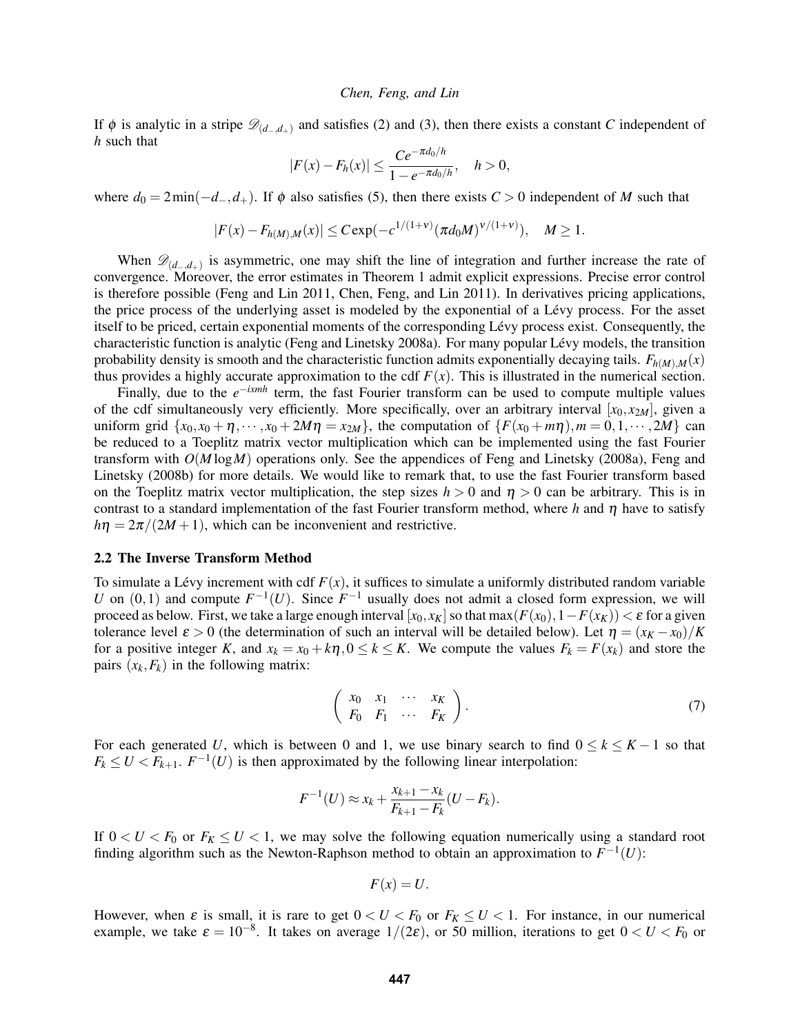If $\phi$ is analytic in a stripe $\mathscr{D}_{(d_-,d_+)}$ and satisfies (2) and (3), then there exists a constant $C$ independent of $h$ such that

$$|F(x) - F_h(x)| \leq \frac{Ce^{-\pi d_0/h}}{1 - e^{-\pi d_0/h}}, \quad h > 0,$$

where $d_0 = 2\min(-d_-, d_+)$. If $\phi$ also satisfies (5), then there exists $C > 0$ independent of $M$ such that

$$|F(x) - F_{h(M),M}(x)| \leq C\exp(-c^{1/(1+\nu)}(\pi d_0 M)^{\nu/(1+\nu)}), \quad M \geq 1.$$

When $\mathscr{D}_{(d_-,d_+)}$ is asymmetric, one may shift the line of integration and further increase the rate of convergence. Moreover, the error estimates in Theorem 1 admit explicit expressions. Precise error control is therefore possible (Feng and Lin 2011, Chen, Feng, and Lin 2011). In derivatives pricing applications, the price process of the underlying asset is modeled by the exponential of a Lévy process. For the asset itself to be priced, certain exponential moments of the corresponding Lévy process exist. Consequently, the characteristic function is analytic (Feng and Linetsky 2008a). For many popular Lévy models, the transition probability density is smooth and the characteristic function admits exponentially decaying tails. $F_{h(M),M}(x)$ thus provides a highly accurate approximation to the cdf $F(x)$. This is illustrated in the numerical section.

Finally, due to the $e^{-ixmh}$ term, the fast Fourier transform can be used to compute multiple values of the cdf simultaneously very efficiently. More specifically, over an arbitrary interval $[x_0, x_{2M}]$, given a uniform grid $\{x_0, x_0 + \eta, \cdots, x_0 + 2M\eta = x_{2M}\}$, the computation of $\{F(x_0 + m\eta), m = 0, 1, \cdots, 2M\}$ can be reduced to a Toeplitz matrix vector multiplication which can be implemented using the fast Fourier transform with $O(M \log M)$ operations only. See the appendices of Feng and Linetsky (2008a), Feng and Linetsky (2008b) for more details. We would like to remark that, to use the fast Fourier transform based on the Toeplitz matrix vector multiplication, the step sizes $h > 0$ and $\eta > 0$ can be arbitrary. This is in contrast to a standard implementation of the fast Fourier transform method, where $h$ and $\eta$ have to satisfy $h\eta = 2\pi/(2M+1)$, which can be inconvenient and restrictive.

### 2.2 The Inverse Transform Method

To simulate a Lévy increment with cdf $F(x)$, it suffices to simulate a uniformly distributed random variable $U$ on $(0,1)$ and compute $F^{-1}(U)$. Since $F^{-1}$ usually does not admit a closed form expression, we will proceed as below. First, we take a large enough interval $[x_0, x_K]$ so that $\max(F(x_0), 1 - F(x_K)) < \varepsilon$ for a given tolerance level $\varepsilon > 0$ (the determination of such an interval will be detailed below). Let $\eta = (x_K - x_0)/K$ for a positive integer $K$, and $x_k = x_0 + k\eta, 0 \leq k \leq K$. We compute the values $F_k = F(x_k)$ and store the pairs $(x_k, F_k)$ in the following matrix:

$$\begin{pmatrix} x_0 & x_1 & \cdots & x_K \\ F_0 & F_1 & \cdots & F_K \end{pmatrix}. \tag{7}$$

For each generated $U$, which is between 0 and 1, we use binary search to find $0 \leq k \leq K-1$ so that $F_k \leq U < F_{k+1}$. $F^{-1}(U)$ is then approximated by the following linear interpolation:

$$F^{-1}(U) \approx x_k + \frac{x_{k+1} - x_k}{F_{k+1} - F_k}(U - F_k).$$

If $0 < U < F_0$ or $F_K \leq U < 1$, we may solve the following equation numerically using a standard root finding algorithm such as the Newton-Raphson method to obtain an approximation to $F^{-1}(U)$:

$$F(x) = U.$$

However, when $\varepsilon$ is small, it is rare to get $0 < U < F_0$ or $F_K \leq U < 1$. For instance, in our numerical example, we take $\varepsilon = 10^{-8}$. It takes on average $1/(2\varepsilon)$, or 50 million, iterations to get $0 < U < F_0$ or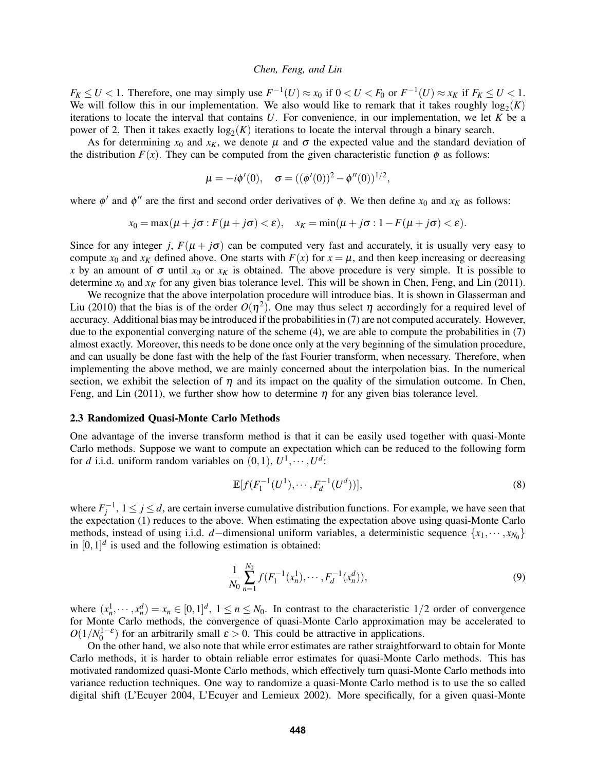$F_K \leq U < 1$. Therefore, one may simply use $F^{-1}(U) \approx x_0$ if $0 < U < F_0$ or $F^{-1}(U) \approx x_K$ if $F_K \leq U < 1$. We will follow this in our implementation. We also would like to remark that it takes roughly $\log_2(K)$ iterations to locate the interval that contains $U$. For convenience, in our implementation, we let $K$ be a power of 2. Then it takes exactly $\log_2(K)$ iterations to locate the interval through a binary search.

As for determining $x_0$ and $x_K$, we denote $\mu$ and $\sigma$ the expected value and the standard deviation of the distribution $F(x)$. They can be computed from the given characteristic function $\phi$ as follows:

$$\mu = -i\phi'(0), \quad \sigma = ((\phi'(0))^2 - \phi''(0))^{1/2},$$

where $\phi'$ and $\phi''$ are the first and second order derivatives of $\phi$. We then define $x_0$ and $x_K$ as follows:

$$x_0 = \max(\mu + j\sigma : F(\mu + j\sigma) < \varepsilon), \quad x_K = \min(\mu + j\sigma : 1 - F(\mu + j\sigma) < \varepsilon).$$

Since for any integer $j$, $F(\mu + j\sigma)$ can be computed very fast and accurately, it is usually very easy to compute $x_0$ and $x_K$ defined above. One starts with $F(x)$ for $x = \mu$, and then keep increasing or decreasing $x$ by an amount of $\sigma$ until $x_0$ or $x_K$ is obtained. The above procedure is very simple. It is possible to determine $x_0$ and $x_K$ for any given bias tolerance level. This will be shown in Chen, Feng, and Lin (2011).

We recognize that the above interpolation procedure will introduce bias. It is shown in Glasserman and Liu (2010) that the bias is of the order $O(\eta^2)$. One may thus select $\eta$ accordingly for a required level of accuracy. Additional bias may be introduced if the probabilities in (7) are not computed accurately. However, due to the exponential converging nature of the scheme (4), we are able to compute the probabilities in (7) almost exactly. Moreover, this needs to be done once only at the very beginning of the simulation procedure, and can usually be done fast with the help of the fast Fourier transform, when necessary. Therefore, when implementing the above method, we are mainly concerned about the interpolation bias. In the numerical section, we exhibit the selection of $\eta$ and its impact on the quality of the simulation outcome. In Chen, Feng, and Lin (2011), we further show how to determine $\eta$ for any given bias tolerance level.

### 2.3 Randomized Quasi-Monte Carlo Methods

One advantage of the inverse transform method is that it can be easily used together with quasi-Monte Carlo methods. Suppose we want to compute an expectation which can be reduced to the following form for $d$ i.i.d. uniform random variables on $(0,1)$, $U^1, \cdots, U^d$:

$$\mathbb{E}[f(F_1^{-1}(U^1), \cdots, F_d^{-1}(U^d))], \tag{8}$$

where $F_j^{-1}$, $1 \leq j \leq d$, are certain inverse cumulative distribution functions. For example, we have seen that the expectation (1) reduces to the above. When estimating the expectation above using quasi-Monte Carlo methods, instead of using i.i.d. $d-$dimensional uniform variables, a deterministic sequence $\{x_1, \cdots, x_{N_0}\}$ in $[0,1]^d$ is used and the following estimation is obtained:

$$\frac{1}{N_0} \sum_{n=1}^{N_0} f(F_1^{-1}(x_n^1), \cdots, F_d^{-1}(x_n^d)), \tag{9}$$

where $(x_n^1, \cdots, x_n^d) = x_n \in [0,1]^d$, $1 \leq n \leq N_0$. In contrast to the characteristic $1/2$ order of convergence for Monte Carlo methods, the convergence of quasi-Monte Carlo approximation may be accelerated to $O(1/N_0^{1-\varepsilon})$ for an arbitrarily small $\varepsilon > 0$. This could be attractive in applications.

On the other hand, we also note that while error estimates are rather straightforward to obtain for Monte Carlo methods, it is harder to obtain reliable error estimates for quasi-Monte Carlo methods. This has motivated randomized quasi-Monte Carlo methods, which effectively turn quasi-Monte Carlo methods into variance reduction techniques. One way to randomize a quasi-Monte Carlo method is to use the so called digital shift (L'Ecuyer 2004, L'Ecuyer and Lemieux 2002). More specifically, for a given quasi-Monte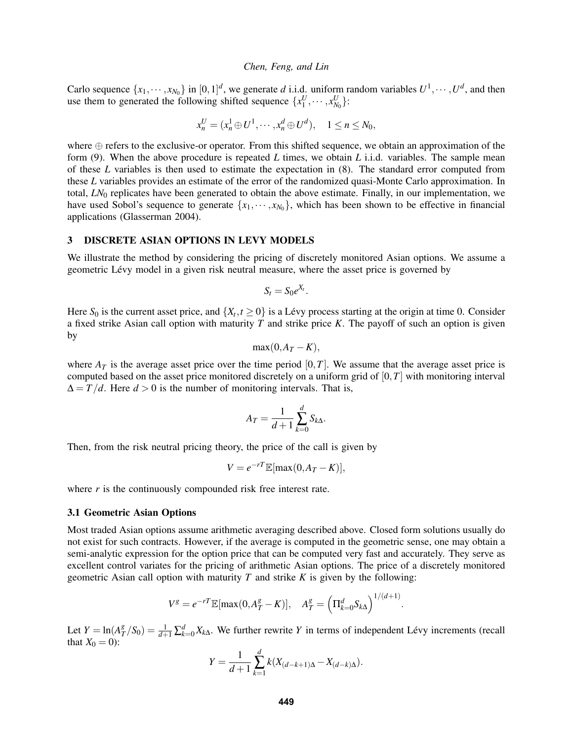Carlo sequence $\{x_1, \cdots, x_{N_0}\}$ in $[0,1]^d$, we generate $d$ i.i.d. uniform random variables $U^1, \cdots, U^d$, and then use them to generated the following shifted sequence $\{x_1^U, \cdots, x_{N_0}^U\}$:

$$x_n^U = (x_n^1 \oplus U^1, \cdots, x_n^d \oplus U^d), \quad 1 \leq n \leq N_0,$$

where $\oplus$ refers to the exclusive-or operator. From this shifted sequence, we obtain an approximation of the form (9). When the above procedure is repeated $L$ times, we obtain $L$ i.i.d. variables. The sample mean of these $L$ variables is then used to estimate the expectation in (8). The standard error computed from these $L$ variables provides an estimate of the error of the randomized quasi-Monte Carlo approximation. In total, $LN_0$ replicates have been generated to obtain the above estimate. Finally, in our implementation, we have used Sobol's sequence to generate $\{x_1, \cdots, x_{N_0}\}$, which has been shown to be effective in financial applications (Glasserman 2004).

## 3 DISCRETE ASIAN OPTIONS IN LEVY MODELS

We illustrate the method by considering the pricing of discretely monitored Asian options. We assume a geometric Lévy model in a given risk neutral measure, where the asset price is governed by

$$S_t = S_0 e^{X_t}.$$

Here $S_0$ is the current asset price, and $\{X_t, t \geq 0\}$ is a Lévy process starting at the origin at time 0. Consider a fixed strike Asian call option with maturity $T$ and strike price $K$. The payoff of such an option is given by

$$\max(0, A_T - K),$$

where $A_T$ is the average asset price over the time period $[0,T]$. We assume that the average asset price is computed based on the asset price monitored discretely on a uniform grid of $[0,T]$ with monitoring interval $\Delta = T/d$. Here $d > 0$ is the number of monitoring intervals. That is,

$$A_T = \frac{1}{d+1} \sum_{k=0}^{d} S_{k\Delta}.$$

Then, from the risk neutral pricing theory, the price of the call is given by

$$V = e^{-rT} \mathbb{E}[\max(0, A_T - K)],$$

where $r$ is the continuously compounded risk free interest rate.

### 3.1 Geometric Asian Options

Most traded Asian options assume arithmetic averaging described above. Closed form solutions usually do not exist for such contracts. However, if the average is computed in the geometric sense, one may obtain a semi-analytic expression for the option price that can be computed very fast and accurately. They serve as excellent control variates for the pricing of arithmetic Asian options. The price of a discretely monitored geometric Asian call option with maturity $T$ and strike $K$ is given by the following:

$$V^g = e^{-rT} \mathbb{E}[\max(0, A_T^g - K)], \quad A_T^g = \left(\Pi_{k=0}^d S_{k\Delta}\right)^{1/(d+1)}.$$

Let $Y = \ln(A_T^g / S_0) = \frac{1}{d+1} \sum_{k=0}^d X_{k\Delta}$. We further rewrite $Y$ in terms of independent Lévy increments (recall that $X_0 = 0$):

$$Y = \frac{1}{d+1} \sum_{k=1}^{d} k(X_{(d-k+1)\Delta} - X_{(d-k)\Delta}).$$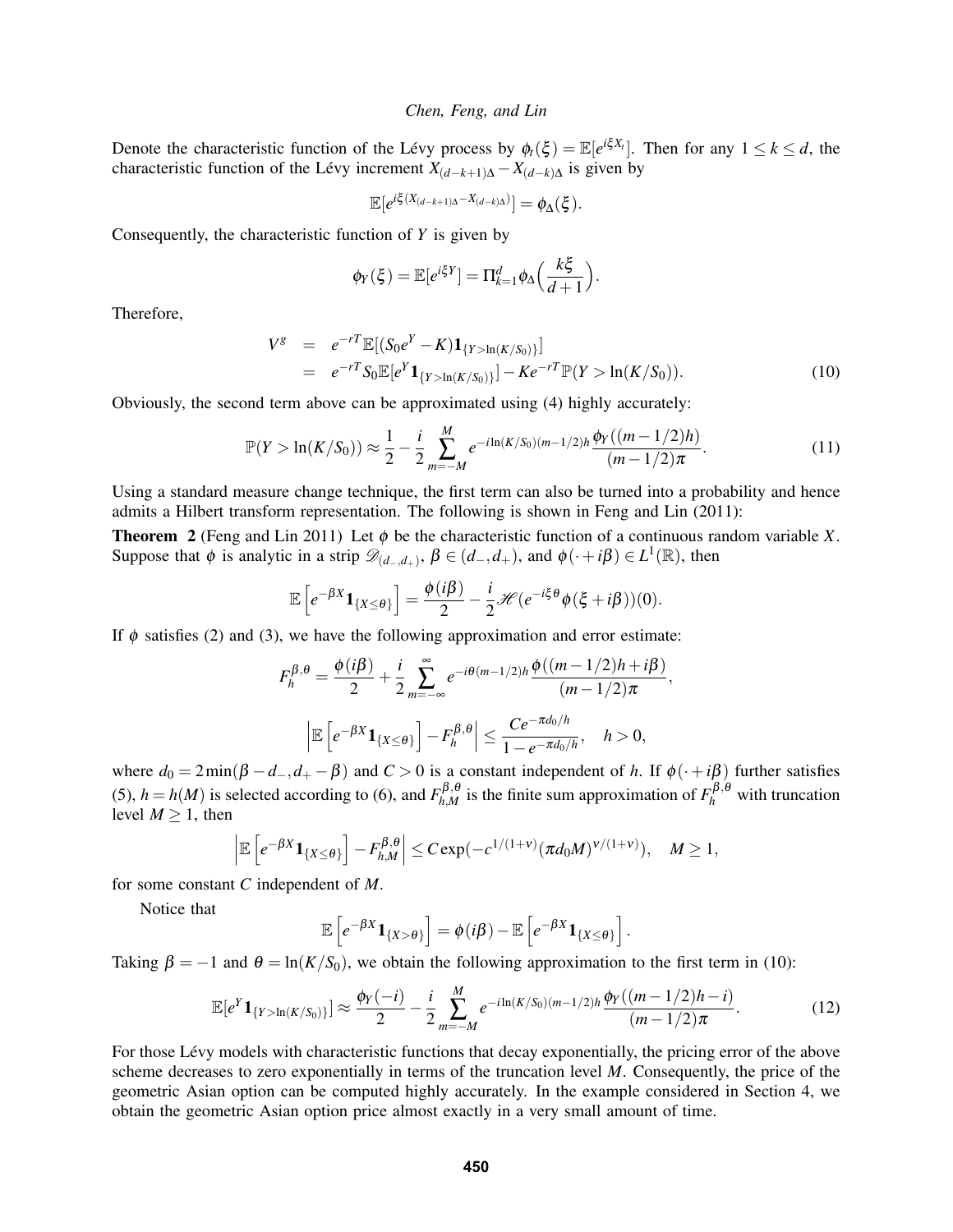Denote the characteristic function of the Lévy process by $\phi_t(\xi) = \mathbb{E}[e^{i\xi X_t}]$. Then for any $1 \le k \le d$, the characteristic function of the Lévy increment $X_{(d-k+1)\Delta} - X_{(d-k)\Delta}$ is given by

$$\mathbb{E}[e^{i\xi(X_{(d-k+1)\Delta} - X_{(d-k)\Delta})}] = \phi_\Delta(\xi).$$

Consequently, the characteristic function of $Y$ is given by

$$\phi_Y(\xi) = \mathbb{E}[e^{i\xi Y}] = \Pi_{k=1}^d \phi_\Delta\Big(\frac{k\xi}{d+1}\Big).$$

Therefore,

$$\begin{aligned} V^g &= e^{-rT}\mathbb{E}[(S_0 e^Y - K)\mathbf{1}_{\{Y > \ln(K/S_0)\}}] \\ &= e^{-rT} S_0 \mathbb{E}[e^Y \mathbf{1}_{\{Y > \ln(K/S_0)\}}] - K e^{-rT}\mathbb{P}(Y > \ln(K/S_0)). \end{aligned} \tag{10}$$

Obviously, the second term above can be approximated using (4) highly accurately:

$$\mathbb{P}(Y > \ln(K/S_0)) \approx \frac{1}{2} - \frac{i}{2}\sum_{m=-M}^{M} e^{-i\ln(K/S_0)(m-1/2)h}\frac{\phi_Y((m-1/2)h)}{(m-1/2)\pi}. \tag{11}$$

Using a standard measure change technique, the first term can also be turned into a probability and hence admits a Hilbert transform representation. The following is shown in Feng and Lin (2011):

**Theorem 2** (Feng and Lin 2011) Let $\phi$ be the characteristic function of a continuous random variable $X$. Suppose that $\phi$ is analytic in a strip $\mathscr{D}_{(d_-,d_+)}$, $\beta \in (d_-, d_+)$, and $\phi(\cdot + i\beta) \in L^1(\mathbb{R})$, then

$$\mathbb{E}\left[e^{-\beta X}\mathbf{1}_{\{X \le \theta\}}\right] = \frac{\phi(i\beta)}{2} - \frac{i}{2}\mathscr{H}(e^{-i\xi\theta}\phi(\xi + i\beta))(0).$$

If $\phi$ satisfies (2) and (3), we have the following approximation and error estimate:

$$F_h^{\beta,\theta} = \frac{\phi(i\beta)}{2} + \frac{i}{2}\sum_{m=-\infty}^{\infty} e^{-i\theta(m-1/2)h}\frac{\phi((m-1/2)h + i\beta)}{(m-1/2)\pi},$$

$$\left|\mathbb{E}\left[e^{-\beta X}\mathbf{1}_{\{X \le \theta\}}\right] - F_h^{\beta,\theta}\right| \le \frac{Ce^{-\pi d_0/h}}{1 - e^{-\pi d_0/h}}, \quad h > 0,$$

where $d_0 = 2\min(\beta - d_-, d_+ - \beta)$ and $C > 0$ is a constant independent of $h$. If $\phi(\cdot + i\beta)$ further satisfies (5), $h = h(M)$ is selected according to (6), and $F_{h,M}^{\beta,\theta}$ is the finite sum approximation of $F_h^{\beta,\theta}$ with truncation level $M \ge 1$, then

$$\left|\mathbb{E}\left[e^{-\beta X}\mathbf{1}_{\{X \le \theta\}}\right] - F_{h,M}^{\beta,\theta}\right| \le C\exp(-c^{1/(1+\nu)}(\pi d_0 M)^{\nu/(1+\nu)}), \quad M \ge 1,$$

for some constant $C$ independent of $M$.

Notice that

$$\mathbb{E}\left[e^{-\beta X}\mathbf{1}_{\{X > \theta\}}\right] = \phi(i\beta) - \mathbb{E}\left[e^{-\beta X}\mathbf{1}_{\{X \le \theta\}}\right].$$

Taking $\beta = -1$ and $\theta = \ln(K/S_0)$, we obtain the following approximation to the first term in (10):

$$\mathbb{E}[e^Y \mathbf{1}_{\{Y > \ln(K/S_0)\}}] \approx \frac{\phi_Y(-i)}{2} - \frac{i}{2}\sum_{m=-M}^{M} e^{-i\ln(K/S_0)(m-1/2)h}\frac{\phi_Y((m-1/2)h - i)}{(m-1/2)\pi}. \tag{12}$$

For those Lévy models with characteristic functions that decay exponentially, the pricing error of the above scheme decreases to zero exponentially in terms of the truncation level $M$. Consequently, the price of the geometric Asian option can be computed highly accurately. In the example considered in Section 4, we obtain the geometric Asian option price almost exactly in a very small amount of time.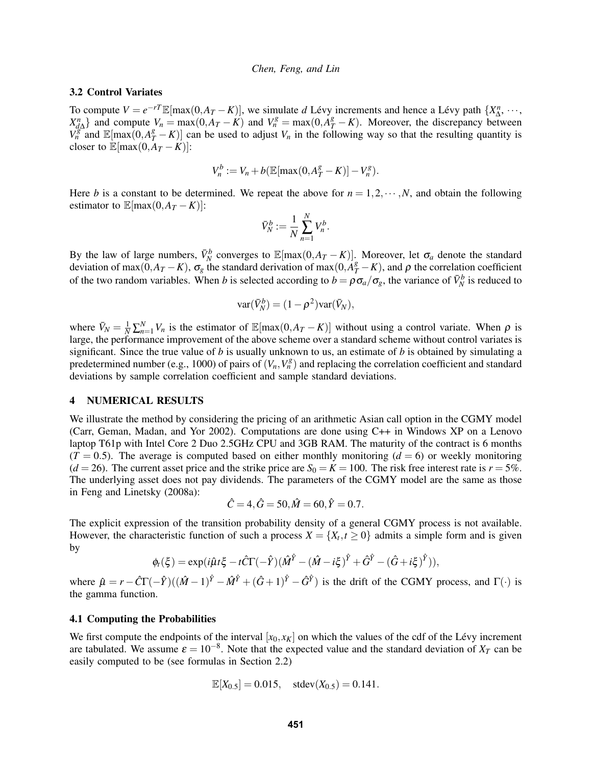### 3.2 Control Variates

To compute $V = e^{-rT}\mathbb{E}[\max(0, A_T - K)]$, we simulate $d$ Lévy increments and hence a Lévy path $\{X^n_\Delta, \cdots, X^n_{d\Delta}\}$ and compute $V_n = \max(0, A_T - K)$ and $V^g_n = \max(0, A^g_T - K)$. Moreover, the discrepancy between $V^g_n$ and $\mathbb{E}[\max(0, A^g_T - K)]$ can be used to adjust $V_n$ in the following way so that the resulting quantity is closer to $\mathbb{E}[\max(0, A_T - K)]$:

$$V^b_n := V_n + b(\mathbb{E}[\max(0, A^g_T - K)] - V^g_n).$$

Here $b$ is a constant to be determined. We repeat the above for $n = 1, 2, \cdots, N$, and obtain the following estimator to $\mathbb{E}[\max(0, A_T - K)]$:

$$\bar{V}^b_N := \frac{1}{N}\sum_{n=1}^{N} V^b_n.$$

By the law of large numbers, $\bar{V}^b_N$ converges to $\mathbb{E}[\max(0, A_T - K)]$. Moreover, let $\sigma_a$ denote the standard deviation of $\max(0, A_T - K)$, $\sigma_g$ the standard derivation of $\max(0, A^g_T - K)$, and $\rho$ the correlation coefficient of the two random variables. When $b$ is selected according to $b = \rho\sigma_a/\sigma_g$, the variance of $\bar{V}^b_N$ is reduced to

$$\mathrm{var}(\bar{V}^b_N) = (1 - \rho^2)\mathrm{var}(\bar{V}_N),$$

where $\bar{V}_N = \frac{1}{N}\sum_{n=1}^{N} V_n$ is the estimator of $\mathbb{E}[\max(0, A_T - K)]$ without using a control variate. When $\rho$ is large, the performance improvement of the above scheme over a standard scheme without control variates is significant. Since the true value of $b$ is usually unknown to us, an estimate of $b$ is obtained by simulating a predetermined number (e.g., 1000) of pairs of $(V_n, V^g_n)$ and replacing the correlation coefficient and standard deviations by sample correlation coefficient and sample standard deviations.

## 4 NUMERICAL RESULTS

We illustrate the method by considering the pricing of an arithmetic Asian call option in the CGMY model (Carr, Geman, Madan, and Yor 2002). Computations are done using C++ in Windows XP on a Lenovo laptop T61p with Intel Core 2 Duo 2.5GHz CPU and 3GB RAM. The maturity of the contract is 6 months ($T = 0.5$). The average is computed based on either monthly monitoring ($d = 6$) or weekly monitoring ($d = 26$). The current asset price and the strike price are $S_0 = K = 100$. The risk free interest rate is $r = 5\%$. The underlying asset does not pay dividends. The parameters of the CGMY model are the same as those in Feng and Linetsky (2008a):

$$\hat{C} = 4, \hat{G} = 50, \hat{M} = 60, \hat{Y} = 0.7.$$

The explicit expression of the transition probability density of a general CGMY process is not available. However, the characteristic function of such a process $X = \{X_t, t \geq 0\}$ admits a simple form and is given by

$$\phi_t(\xi) = \exp(i\hat{\mu}t\xi - t\hat{C}\Gamma(-\hat{Y})(\hat{M}^{\hat{Y}} - (\hat{M} - i\xi)^{\hat{Y}} + \hat{G}^{\hat{Y}} - (\hat{G} + i\xi)^{\hat{Y}})),$$

where $\hat{\mu} = r - \hat{C}\Gamma(-\hat{Y})((\hat{M}-1)^{\hat{Y}} - \hat{M}^{\hat{Y}} + (\hat{G}+1)^{\hat{Y}} - \hat{G}^{\hat{Y}})$ is the drift of the CGMY process, and $\Gamma(\cdot)$ is the gamma function.

### 4.1 Computing the Probabilities

We first compute the endpoints of the interval $[x_0, x_K]$ on which the values of the cdf of the Lévy increment are tabulated. We assume $\varepsilon = 10^{-8}$. Note that the expected value and the standard deviation of $X_T$ can be easily computed to be (see formulas in Section 2.2)

$$\mathbb{E}[X_{0.5}] = 0.015, \quad \mathrm{stdev}(X_{0.5}) = 0.141.$$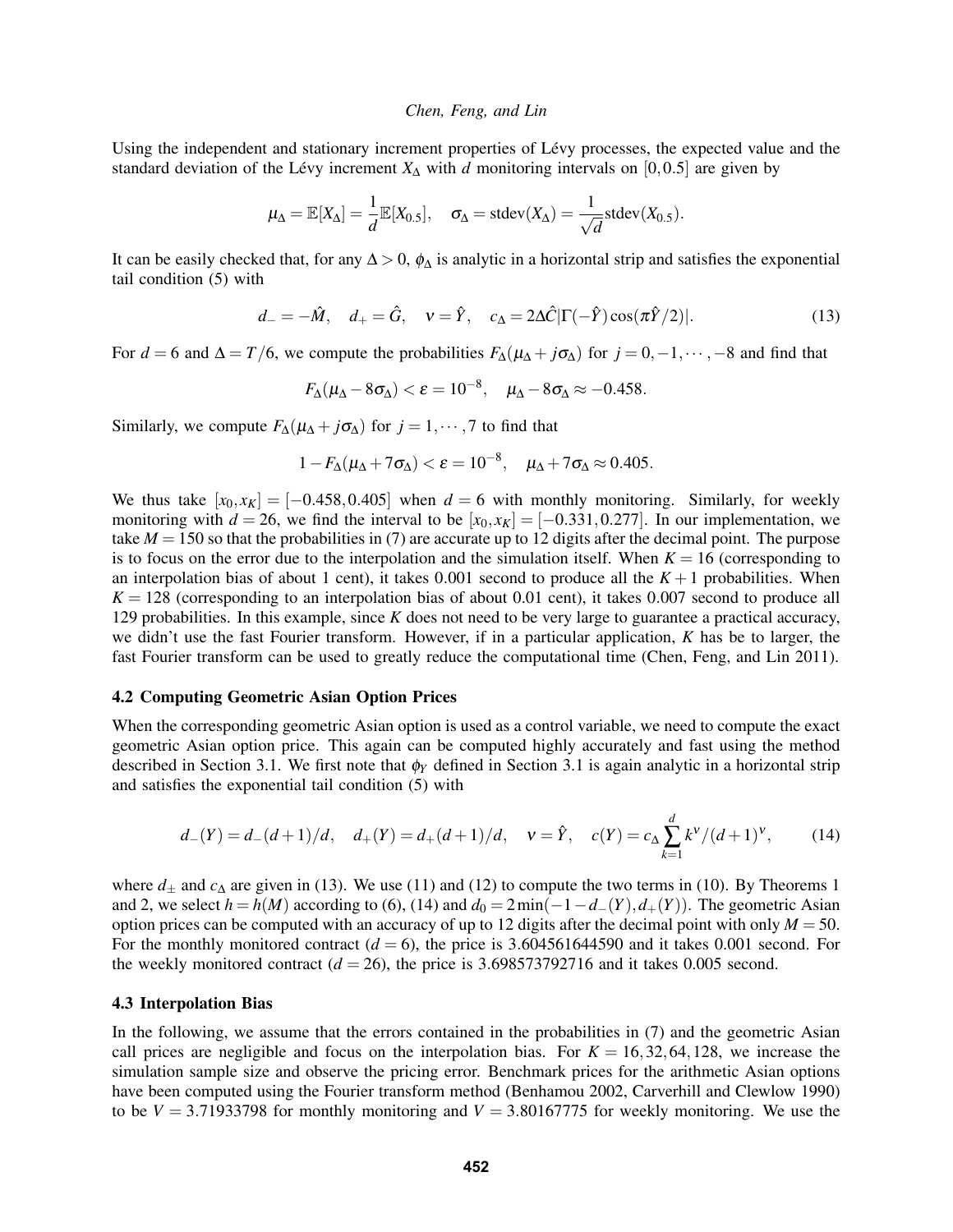Using the independent and stationary increment properties of Lévy processes, the expected value and the standard deviation of the Lévy increment $X_\Delta$ with $d$ monitoring intervals on $[0, 0.5]$ are given by

$$\mu_\Delta = \mathbb{E}[X_\Delta] = \frac{1}{d}\mathbb{E}[X_{0.5}], \quad \sigma_\Delta = \text{stdev}(X_\Delta) = \frac{1}{\sqrt{d}}\text{stdev}(X_{0.5}).$$

It can be easily checked that, for any $\Delta > 0$, $\phi_\Delta$ is analytic in a horizontal strip and satisfies the exponential tail condition (5) with

$$d_- = -\hat{M}, \quad d_+ = \hat{G}, \quad \nu = \hat{Y}, \quad c_\Delta = 2\Delta\hat{C}|\Gamma(-\hat{Y})\cos(\pi\hat{Y}/2)|. \tag{13}$$

For $d = 6$ and $\Delta = T/6$, we compute the probabilities $F_\Delta(\mu_\Delta + j\sigma_\Delta)$ for $j = 0, -1, \cdots, -8$ and find that

$$F_\Delta(\mu_\Delta - 8\sigma_\Delta) < \varepsilon = 10^{-8}, \quad \mu_\Delta - 8\sigma_\Delta \approx -0.458.$$

Similarly, we compute $F_\Delta(\mu_\Delta + j\sigma_\Delta)$ for $j = 1, \cdots, 7$ to find that

$$1 - F_\Delta(\mu_\Delta + 7\sigma_\Delta) < \varepsilon = 10^{-8}, \quad \mu_\Delta + 7\sigma_\Delta \approx 0.405.$$

We thus take $[x_0, x_K] = [-0.458, 0.405]$ when $d = 6$ with monthly monitoring. Similarly, for weekly monitoring with $d = 26$, we find the interval to be $[x_0, x_K] = [-0.331, 0.277]$. In our implementation, we take $M = 150$ so that the probabilities in (7) are accurate up to 12 digits after the decimal point. The purpose is to focus on the error due to the interpolation and the simulation itself. When $K = 16$ (corresponding to an interpolation bias of about 1 cent), it takes 0.001 second to produce all the $K + 1$ probabilities. When $K = 128$ (corresponding to an interpolation bias of about 0.01 cent), it takes 0.007 second to produce all 129 probabilities. In this example, since $K$ does not need to be very large to guarantee a practical accuracy, we didn't use the fast Fourier transform. However, if in a particular application, $K$ has be to larger, the fast Fourier transform can be used to greatly reduce the computational time (Chen, Feng, and Lin 2011).

### 4.2 Computing Geometric Asian Option Prices

When the corresponding geometric Asian option is used as a control variable, we need to compute the exact geometric Asian option price. This again can be computed highly accurately and fast using the method described in Section 3.1. We first note that $\phi_Y$ defined in Section 3.1 is again analytic in a horizontal strip and satisfies the exponential tail condition (5) with

$$d_-(Y) = d_-(d+1)/d, \quad d_+(Y) = d_+(d+1)/d, \quad \nu = \hat{Y}, \quad c(Y) = c_\Delta \sum_{k=1}^{d} k^\nu/(d+1)^\nu, \tag{14}$$

where $d_\pm$ and $c_\Delta$ are given in (13). We use (11) and (12) to compute the two terms in (10). By Theorems 1 and 2, we select $h = h(M)$ according to (6), (14) and $d_0 = 2\min(-1 - d_-(Y), d_+(Y))$. The geometric Asian option prices can be computed with an accuracy of up to 12 digits after the decimal point with only $M = 50$. For the monthly monitored contract ($d = 6$), the price is 3.604561644590 and it takes 0.001 second. For the weekly monitored contract ($d = 26$), the price is 3.698573792716 and it takes 0.005 second.

### 4.3 Interpolation Bias

In the following, we assume that the errors contained in the probabilities in (7) and the geometric Asian call prices are negligible and focus on the interpolation bias. For $K = 16, 32, 64, 128$, we increase the simulation sample size and observe the pricing error. Benchmark prices for the arithmetic Asian options have been computed using the Fourier transform method (Benhamou 2002, Carverhill and Clewlow 1990) to be $V = 3.71933798$ for monthly monitoring and $V = 3.80167775$ for weekly monitoring. We use the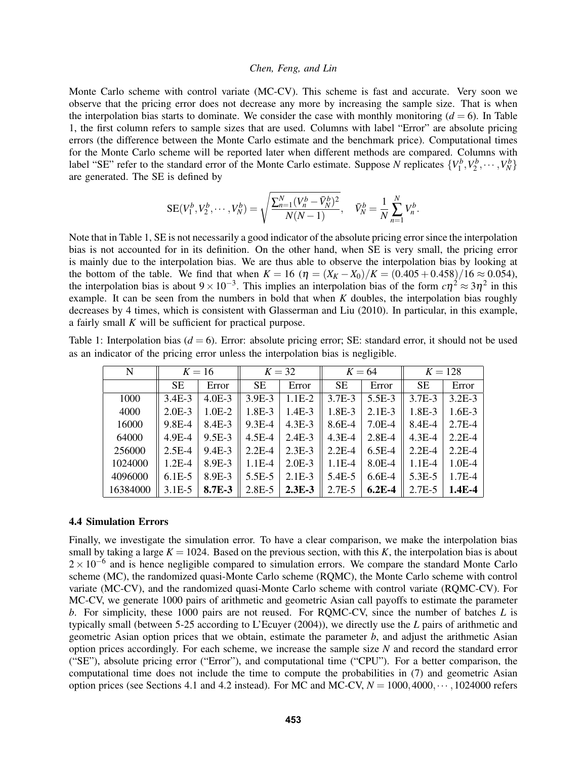Monte Carlo scheme with control variate (MC-CV). This scheme is fast and accurate. Very soon we observe that the pricing error does not decrease any more by increasing the sample size. That is when the interpolation bias starts to dominate. We consider the case with monthly monitoring ($d = 6$). In Table 1, the first column refers to sample sizes that are used. Columns with label "Error" are absolute pricing errors (the difference between the Monte Carlo estimate and the benchmark price). Computational times for the Monte Carlo scheme will be reported later when different methods are compared. Columns with label "SE" refer to the standard error of the Monte Carlo estimate. Suppose $N$ replicates $\{V_1^b, V_2^b, \cdots, V_N^b\}$ are generated. The SE is defined by

$$\mathrm{SE}(V_1^b, V_2^b, \cdots, V_N^b) = \sqrt{\frac{\sum_{n=1}^{N}(V_n^b - \bar{V}_N^b)^2}{N(N-1)}}, \quad \bar{V}_N^b = \frac{1}{N}\sum_{n=1}^{N} V_n^b.$$

Note that in Table 1, SE is not necessarily a good indicator of the absolute pricing error since the interpolation bias is not accounted for in its definition. On the other hand, when SE is very small, the pricing error is mainly due to the interpolation bias. We are thus able to observe the interpolation bias by looking at the bottom of the table. We find that when $K = 16$ ($\eta = (X_K - X_0)/K = (0.405 + 0.458)/16 \approx 0.054$), the interpolation bias is about $9 \times 10^{-3}$. This implies an interpolation bias of the form $c\eta^2 \approx 3\eta^2$ in this example. It can be seen from the numbers in bold that when $K$ doubles, the interpolation bias roughly decreases by 4 times, which is consistent with Glasserman and Liu (2010). In particular, in this example, a fairly small $K$ will be sufficient for practical purpose.

Table 1: Interpolation bias ($d = 6$). Error: absolute pricing error; SE: standard error, it should not be used as an indicator of the pricing error unless the interpolation bias is negligible.

| N | $K = 16$ | | $K = 32$ | | $K = 64$ | | $K = 128$ | |
|---|---|---|---|---|---|---|---|---|
| | SE | Error | SE | Error | SE | Error | SE | Error |
| 1000 | 3.4E-3 | 4.0E-3 | 3.9E-3 | 1.1E-2 | 3.7E-3 | 5.5E-3 | 3.7E-3 | 3.2E-3 |
| 4000 | 2.0E-3 | 1.0E-2 | 1.8E-3 | 1.4E-3 | 1.8E-3 | 2.1E-3 | 1.8E-3 | 1.6E-3 |
| 16000 | 9.8E-4 | 8.4E-3 | 9.3E-4 | 4.3E-3 | 8.6E-4 | 7.0E-4 | 8.4E-4 | 2.7E-4 |
| 64000 | 4.9E-4 | 9.5E-3 | 4.5E-4 | 2.4E-3 | 4.3E-4 | 2.8E-4 | 4.3E-4 | 2.2E-4 |
| 256000 | 2.5E-4 | 9.4E-3 | 2.2E-4 | 2.3E-3 | 2.2E-4 | 6.5E-4 | 2.2E-4 | 2.2E-4 |
| 1024000 | 1.2E-4 | 8.9E-3 | 1.1E-4 | 2.0E-3 | 1.1E-4 | 8.0E-4 | 1.1E-4 | 1.0E-4 |
| 4096000 | 6.1E-5 | 8.9E-3 | 5.5E-5 | 2.1E-3 | 5.4E-5 | 6.6E-4 | 5.3E-5 | 1.7E-4 |
| 16384000 | 3.1E-5 | **8.7E-3** | 2.8E-5 | **2.3E-3** | 2.7E-5 | **6.2E-4** | 2.7E-5 | **1.4E-4** |

### 4.4 Simulation Errors

Finally, we investigate the simulation error. To have a clear comparison, we make the interpolation bias small by taking a large $K = 1024$. Based on the previous section, with this $K$, the interpolation bias is about $2 \times 10^{-6}$ and is hence negligible compared to simulation errors. We compare the standard Monte Carlo scheme (MC), the randomized quasi-Monte Carlo scheme (RQMC), the Monte Carlo scheme with control variate (MC-CV), and the randomized quasi-Monte Carlo scheme with control variate (RQMC-CV). For MC-CV, we generate 1000 pairs of arithmetic and geometric Asian call payoffs to estimate the parameter $b$. For simplicity, these 1000 pairs are not reused. For RQMC-CV, since the number of batches $L$ is typically small (between 5-25 according to L'Ecuyer (2004)), we directly use the $L$ pairs of arithmetic and geometric Asian option prices that we obtain, estimate the parameter $b$, and adjust the arithmetic Asian option prices accordingly. For each scheme, we increase the sample size $N$ and record the standard error ("SE"), absolute pricing error ("Error"), and computational time ("CPU"). For a better comparison, the computational time does not include the time to compute the probabilities in (7) and geometric Asian option prices (see Sections 4.1 and 4.2 instead). For MC and MC-CV, $N = 1000, 4000, \cdots, 1024000$ refers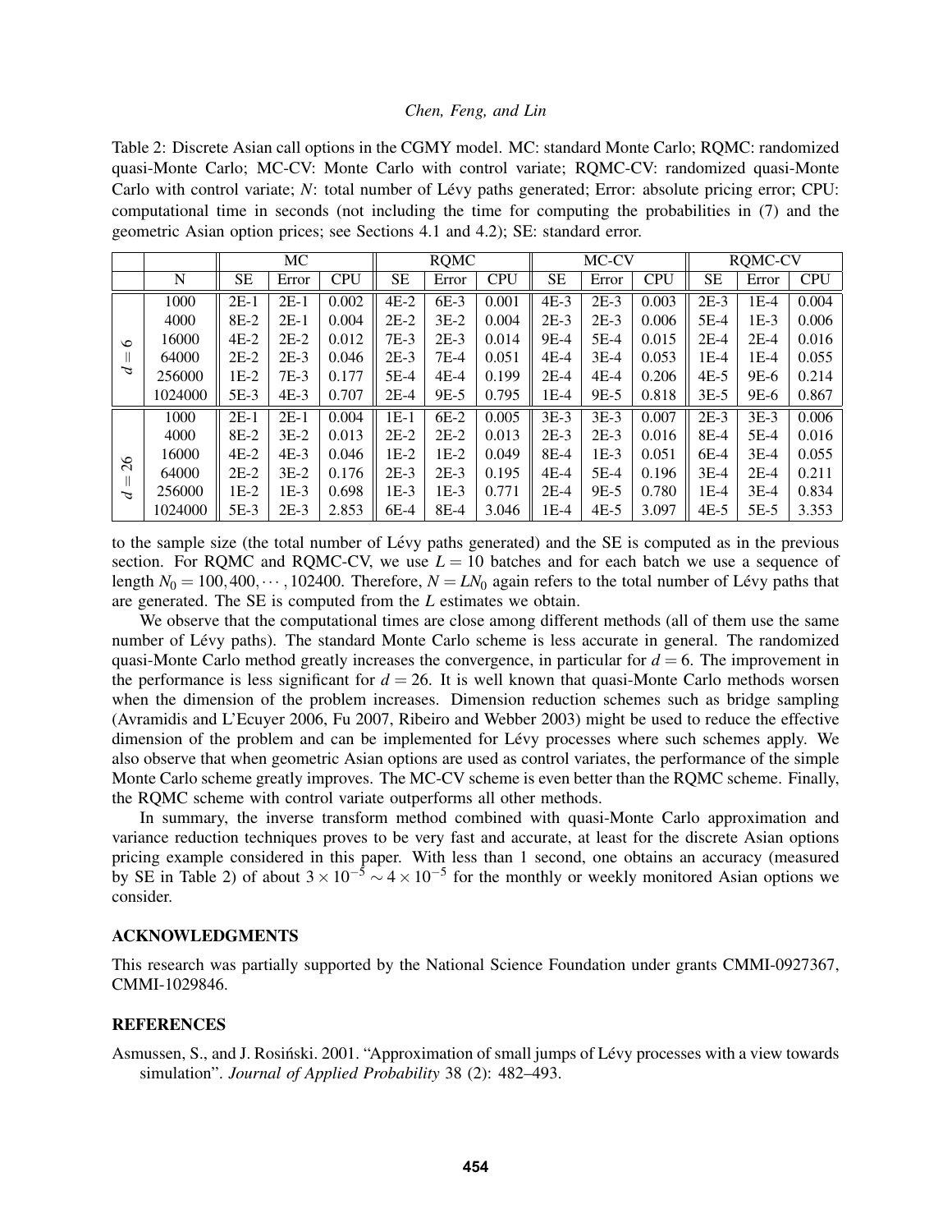Table 2: Discrete Asian call options in the CGMY model. MC: standard Monte Carlo; RQMC: randomized quasi-Monte Carlo; MC-CV: Monte Carlo with control variate; RQMC-CV: randomized quasi-Monte Carlo with control variate; $N$: total number of Lévy paths generated; Error: absolute pricing error; CPU: computational time in seconds (not including the time for computing the probabilities in (7) and the geometric Asian option prices; see Sections 4.1 and 4.2); SE: standard error.

| | | MC | | | RQMC | | | MC-CV | | | RQMC-CV | | |
|---|---|---|---|---|---|---|---|---|---|---|---|---|---|
| | N | SE | Error | CPU | SE | Error | CPU | SE | Error | CPU | SE | Error | CPU |
| $d=6$ | 1000 | 2E-1 | 2E-1 | 0.002 | 4E-2 | 6E-3 | 0.001 | 4E-3 | 2E-3 | 0.003 | 2E-3 | 1E-4 | 0.004 |
| | 4000 | 8E-2 | 2E-1 | 0.004 | 2E-2 | 3E-2 | 0.004 | 2E-3 | 2E-3 | 0.006 | 5E-4 | 1E-3 | 0.006 |
| | 16000 | 4E-2 | 2E-2 | 0.012 | 7E-3 | 2E-3 | 0.014 | 9E-4 | 5E-4 | 0.015 | 2E-4 | 2E-4 | 0.016 |
| | 64000 | 2E-2 | 2E-3 | 0.046 | 2E-3 | 7E-4 | 0.051 | 4E-4 | 3E-4 | 0.053 | 1E-4 | 1E-4 | 0.055 |
| | 256000 | 1E-2 | 7E-3 | 0.177 | 5E-4 | 4E-4 | 0.199 | 2E-4 | 4E-4 | 0.206 | 4E-5 | 9E-6 | 0.214 |
| | 1024000 | 5E-3 | 4E-3 | 0.707 | 2E-4 | 9E-5 | 0.795 | 1E-4 | 9E-5 | 0.818 | 3E-5 | 9E-6 | 0.867 |
| $d=26$ | 1000 | 2E-1 | 2E-1 | 0.004 | 1E-1 | 6E-2 | 0.005 | 3E-3 | 3E-3 | 0.007 | 2E-3 | 3E-3 | 0.006 |
| | 4000 | 8E-2 | 3E-2 | 0.013 | 2E-2 | 2E-2 | 0.013 | 2E-3 | 2E-3 | 0.016 | 8E-4 | 5E-4 | 0.016 |
| | 16000 | 4E-2 | 4E-3 | 0.046 | 1E-2 | 1E-2 | 0.049 | 8E-4 | 1E-3 | 0.051 | 6E-4 | 3E-4 | 0.055 |
| | 64000 | 2E-2 | 3E-2 | 0.176 | 2E-3 | 2E-3 | 0.195 | 4E-4 | 5E-4 | 0.196 | 3E-4 | 2E-4 | 0.211 |
| | 256000 | 1E-2 | 1E-3 | 0.698 | 1E-3 | 1E-3 | 0.771 | 2E-4 | 9E-5 | 0.780 | 1E-4 | 3E-4 | 0.834 |
| | 1024000 | 5E-3 | 2E-3 | 2.853 | 6E-4 | 8E-4 | 3.046 | 1E-4 | 4E-5 | 3.097 | 4E-5 | 5E-5 | 3.353 |

to the sample size (the total number of Lévy paths generated) and the SE is computed as in the previous section. For RQMC and RQMC-CV, we use $L = 10$ batches and for each batch we use a sequence of length $N_0 = 100, 400, \cdots, 102400$. Therefore, $N = LN_0$ again refers to the total number of Lévy paths that are generated. The SE is computed from the $L$ estimates we obtain.

We observe that the computational times are close among different methods (all of them use the same number of Lévy paths). The standard Monte Carlo scheme is less accurate in general. The randomized quasi-Monte Carlo method greatly increases the convergence, in particular for $d = 6$. The improvement in the performance is less significant for $d = 26$. It is well known that quasi-Monte Carlo methods worsen when the dimension of the problem increases. Dimension reduction schemes such as bridge sampling (Avramidis and L'Ecuyer 2006, Fu 2007, Ribeiro and Webber 2003) might be used to reduce the effective dimension of the problem and can be implemented for Lévy processes where such schemes apply. We also observe that when geometric Asian options are used as control variates, the performance of the simple Monte Carlo scheme greatly improves. The MC-CV scheme is even better than the RQMC scheme. Finally, the RQMC scheme with control variate outperforms all other methods.

In summary, the inverse transform method combined with quasi-Monte Carlo approximation and variance reduction techniques proves to be very fast and accurate, at least for the discrete Asian options pricing example considered in this paper. With less than 1 second, one obtains an accuracy (measured by SE in Table 2) of about $3 \times 10^{-5} \sim 4 \times 10^{-5}$ for the monthly or weekly monitored Asian options we consider.

## ACKNOWLEDGMENTS

This research was partially supported by the National Science Foundation under grants CMMI-0927367, CMMI-1029846.

## REFERENCES

Asmussen, S., and J. Rosiński. 2001. "Approximation of small jumps of Lévy processes with a view towards simulation". *Journal of Applied Probability* 38 (2): 482–493.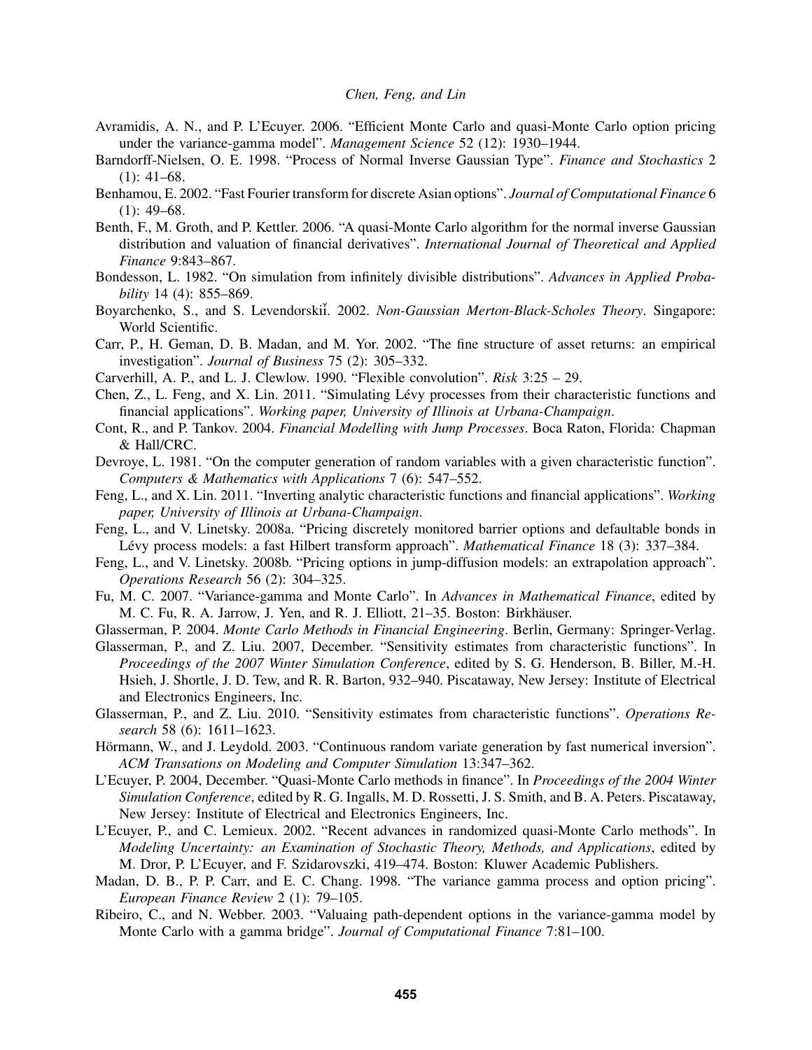Avramidis, A. N., and P. L'Ecuyer. 2006. "Efficient Monte Carlo and quasi-Monte Carlo option pricing under the variance-gamma model". *Management Science* 52 (12): 1930–1944.

Barndorff-Nielsen, O. E. 1998. "Process of Normal Inverse Gaussian Type". *Finance and Stochastics* 2 (1): 41–68.

Benhamou, E. 2002. "Fast Fourier transform for discrete Asian options". *Journal of Computational Finance* 6 (1): 49–68.

Benth, F., M. Groth, and P. Kettler. 2006. "A quasi-Monte Carlo algorithm for the normal inverse Gaussian distribution and valuation of financial derivatives". *International Journal of Theoretical and Applied Finance* 9:843–867.

Bondesson, L. 1982. "On simulation from infinitely divisible distributions". *Advances in Applied Probability* 14 (4): 855–869.

Boyarchenko, S., and S. Levendorskiĭ. 2002. *Non-Gaussian Merton-Black-Scholes Theory*. Singapore: World Scientific.

Carr, P., H. Geman, D. B. Madan, and M. Yor. 2002. "The fine structure of asset returns: an empirical investigation". *Journal of Business* 75 (2): 305–332.

Carverhill, A. P., and L. J. Clewlow. 1990. "Flexible convolution". *Risk* 3:25 – 29.

Chen, Z., L. Feng, and X. Lin. 2011. "Simulating Lévy processes from their characteristic functions and financial applications". *Working paper, University of Illinois at Urbana-Champaign*.

Cont, R., and P. Tankov. 2004. *Financial Modelling with Jump Processes*. Boca Raton, Florida: Chapman & Hall/CRC.

Devroye, L. 1981. "On the computer generation of random variables with a given characteristic function". *Computers & Mathematics with Applications* 7 (6): 547–552.

Feng, L., and X. Lin. 2011. "Inverting analytic characteristic functions and financial applications". *Working paper, University of Illinois at Urbana-Champaign*.

Feng, L., and V. Linetsky. 2008a. "Pricing discretely monitored barrier options and defaultable bonds in Lévy process models: a fast Hilbert transform approach". *Mathematical Finance* 18 (3): 337–384.

Feng, L., and V. Linetsky. 2008b. "Pricing options in jump-diffusion models: an extrapolation approach". *Operations Research* 56 (2): 304–325.

Fu, M. C. 2007. "Variance-gamma and Monte Carlo". In *Advances in Mathematical Finance*, edited by M. C. Fu, R. A. Jarrow, J. Yen, and R. J. Elliott, 21–35. Boston: Birkhäuser.

Glasserman, P. 2004. *Monte Carlo Methods in Financial Engineering*. Berlin, Germany: Springer-Verlag.

Glasserman, P., and Z. Liu. 2007, December. "Sensitivity estimates from characteristic functions". In *Proceedings of the 2007 Winter Simulation Conference*, edited by S. G. Henderson, B. Biller, M.-H. Hsieh, J. Shortle, J. D. Tew, and R. R. Barton, 932–940. Piscataway, New Jersey: Institute of Electrical and Electronics Engineers, Inc.

Glasserman, P., and Z. Liu. 2010. "Sensitivity estimates from characteristic functions". *Operations Research* 58 (6): 1611–1623.

Hörmann, W., and J. Leydold. 2003. "Continuous random variate generation by fast numerical inversion". *ACM Transations on Modeling and Computer Simulation* 13:347–362.

L'Ecuyer, P. 2004, December. "Quasi-Monte Carlo methods in finance". In *Proceedings of the 2004 Winter Simulation Conference*, edited by R. G. Ingalls, M. D. Rossetti, J. S. Smith, and B. A. Peters. Piscataway, New Jersey: Institute of Electrical and Electronics Engineers, Inc.

L'Ecuyer, P., and C. Lemieux. 2002. "Recent advances in randomized quasi-Monte Carlo methods". In *Modeling Uncertainty: an Examination of Stochastic Theory, Methods, and Applications*, edited by M. Dror, P. L'Ecuyer, and F. Szidarovszki, 419–474. Boston: Kluwer Academic Publishers.

Madan, D. B., P. P. Carr, and E. C. Chang. 1998. "The variance gamma process and option pricing". *European Finance Review* 2 (1): 79–105.

Ribeiro, C., and N. Webber. 2003. "Valuaing path-dependent options in the variance-gamma model by Monte Carlo with a gamma bridge". *Journal of Computational Finance* 7:81–100.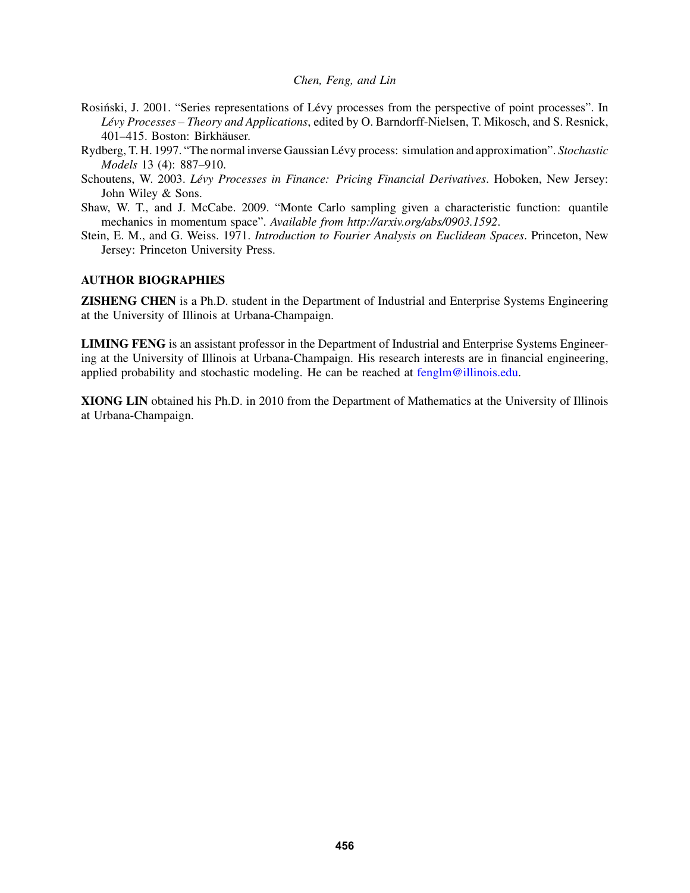Rosiński, J. 2001. "Series representations of Lévy processes from the perspective of point processes". In *Lévy Processes – Theory and Applications*, edited by O. Barndorff-Nielsen, T. Mikosch, and S. Resnick, 401–415. Boston: Birkhäuser.

Rydberg, T. H. 1997. "The normal inverse Gaussian Lévy process: simulation and approximation". *Stochastic Models* 13 (4): 887–910.

Schoutens, W. 2003. *Lévy Processes in Finance: Pricing Financial Derivatives*. Hoboken, New Jersey: John Wiley & Sons.

Shaw, W. T., and J. McCabe. 2009. "Monte Carlo sampling given a characteristic function: quantile mechanics in momentum space". *Available from http://arxiv.org/abs/0903.1592*.

Stein, E. M., and G. Weiss. 1971. *Introduction to Fourier Analysis on Euclidean Spaces*. Princeton, New Jersey: Princeton University Press.

## AUTHOR BIOGRAPHIES

**ZISHENG CHEN** is a Ph.D. student in the Department of Industrial and Enterprise Systems Engineering at the University of Illinois at Urbana-Champaign.

**LIMING FENG** is an assistant professor in the Department of Industrial and Enterprise Systems Engineering at the University of Illinois at Urbana-Champaign. His research interests are in financial engineering, applied probability and stochastic modeling. He can be reached at fenglm@illinois.edu.

**XIONG LIN** obtained his Ph.D. in 2010 from the Department of Mathematics at the University of Illinois at Urbana-Champaign.